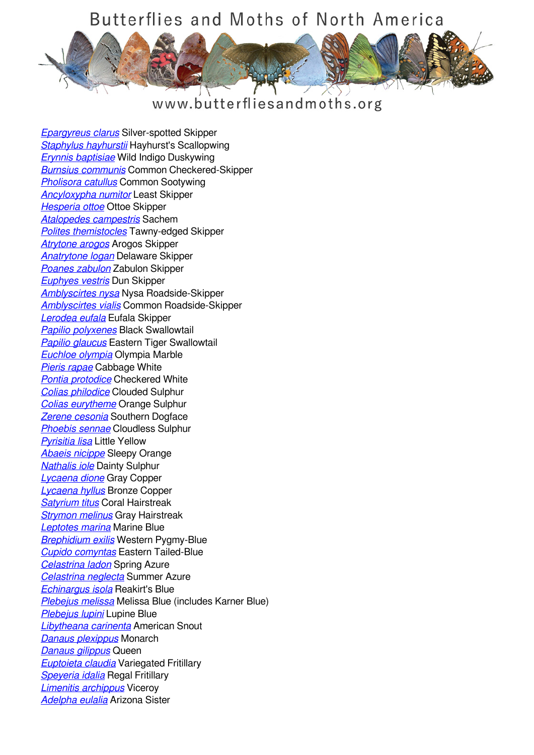# Butterflies and Moths of North America

www.butterfliesandmoths.org

*Epargyreus clarus* Silver-spotted Skipper
*Staphylus hayhurstii* Hayhurst's Scallopwing
*Erynnis baptisiae* Wild Indigo Duskywing
*Burnsius communis* Common Checkered-Skipper
*Pholisora catullus* Common Sootywing
*Ancyloxypha numitor* Least Skipper
*Hesperia ottoe* Ottoe Skipper
*Atalopedes campestris* Sachem
*Polites themistocles* Tawny-edged Skipper
*Atrytone arogos* Arogos Skipper
*Anatrytone logan* Delaware Skipper
*Poanes zabulon* Zabulon Skipper
*Euphyes vestris* Dun Skipper
*Amblyscirtes nysa* Nysa Roadside-Skipper
*Amblyscirtes vialis* Common Roadside-Skipper
*Lerodea eufala* Eufala Skipper
*Papilio polyxenes* Black Swallowtail
*Papilio glaucus* Eastern Tiger Swallowtail
*Euchloe olympia* Olympia Marble
*Pieris rapae* Cabbage White
*Pontia protodice* Checkered White
*Colias philodice* Clouded Sulphur
*Colias eurytheme* Orange Sulphur
*Zerene cesonia* Southern Dogface
*Phoebis sennae* Cloudless Sulphur
*Pyrisitia lisa* Little Yellow
*Abaeis nicippe* Sleepy Orange
*Nathalis iole* Dainty Sulphur
*Lycaena dione* Gray Copper
*Lycaena hyllus* Bronze Copper
*Satyrium titus* Coral Hairstreak
*Strymon melinus* Gray Hairstreak
*Leptotes marina* Marine Blue
*Brephidium exilis* Western Pygmy-Blue
*Cupido comyntas* Eastern Tailed-Blue
*Celastrina ladon* Spring Azure
*Celastrina neglecta* Summer Azure
*Echinargus isola* Reakirt's Blue
*Plebejus melissa* Melissa Blue (includes Karner Blue)
*Plebejus lupini* Lupine Blue
*Libytheana carinenta* American Snout
*Danaus plexippus* Monarch
*Danaus gilippus* Queen
*Euptoieta claudia* Variegated Fritillary
*Speyeria idalia* Regal Fritillary
*Limenitis archippus* Viceroy
*Adelpha eulalia* Arizona Sister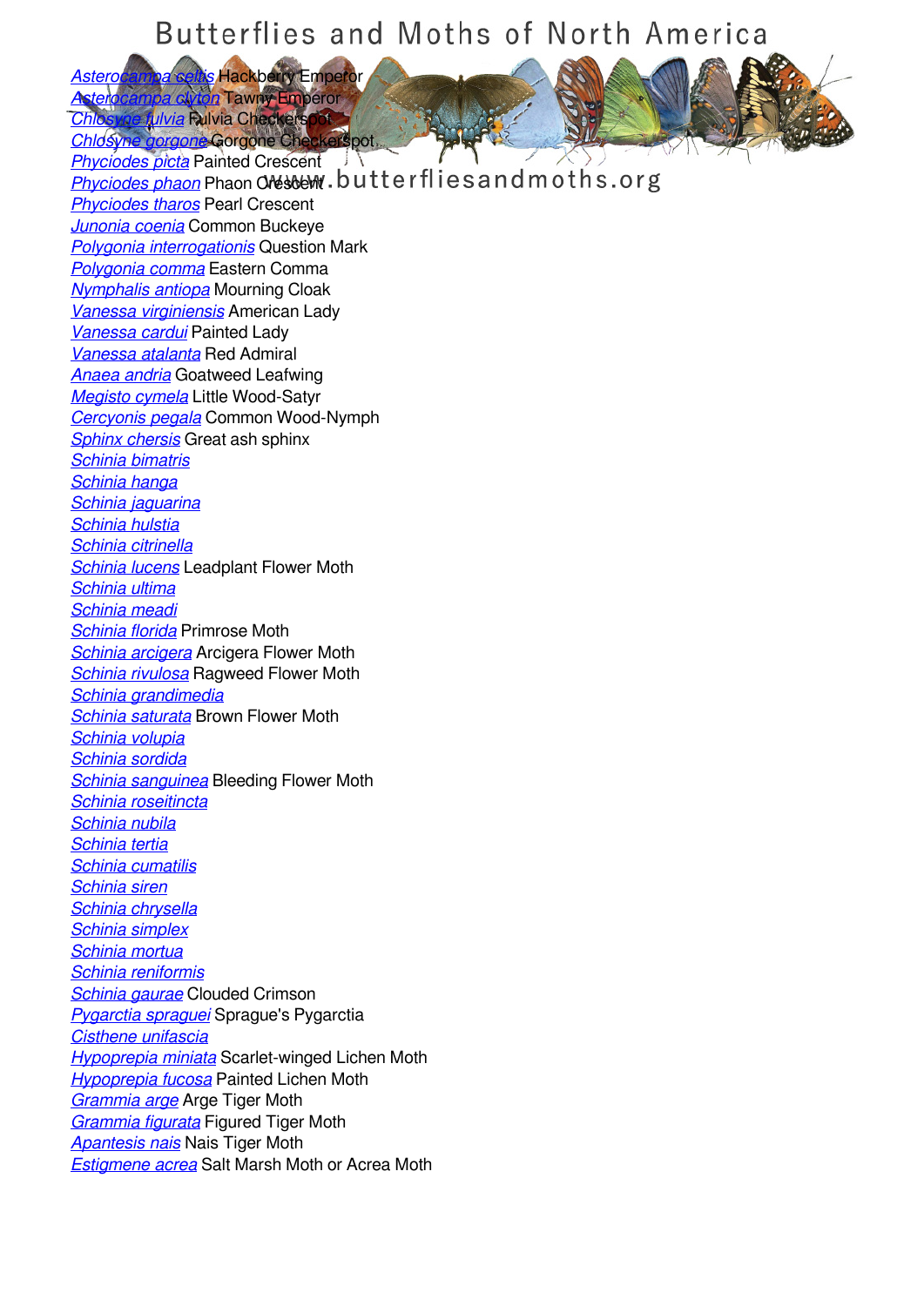*Asterocampa celtis* Hackberry Emperor
*Asterocampa clyton* Tawny Emperor
*Chlosyne fulvia* Fulvia Checkerspot
*Chlosyne gorgone* Gorgone Checkerspot
*Phyciodes picta* Painted Crescent
*Phyciodes phaon* Phaon Crescent
*Phyciodes tharos* Pearl Crescent
*Junonia coenia* Common Buckeye
*Polygonia interrogationis* Question Mark
*Polygonia comma* Eastern Comma
*Nymphalis antiopa* Mourning Cloak
*Vanessa virginiensis* American Lady
*Vanessa cardui* Painted Lady
*Vanessa atalanta* Red Admiral
*Anaea andria* Goatweed Leafwing
*Megisto cymela* Little Wood-Satyr
*Cercyonis pegala* Common Wood-Nymph
*Sphinx chersis* Great ash sphinx
*Schinia bimatris*
*Schinia hanga*
*Schinia jaguarina*
*Schinia hulstia*
*Schinia citrinella*
*Schinia lucens* Leadplant Flower Moth
*Schinia ultima*
*Schinia meadi*
*Schinia florida* Primrose Moth
*Schinia arcigera* Arcigera Flower Moth
*Schinia rivulosa* Ragweed Flower Moth
*Schinia grandimedia*
*Schinia saturata* Brown Flower Moth
*Schinia volupia*
*Schinia sordida*
*Schinia sanguinea* Bleeding Flower Moth
*Schinia roseitincta*
*Schinia nubila*
*Schinia tertia*
*Schinia cumatilis*
*Schinia siren*
*Schinia chrysella*
*Schinia simplex*
*Schinia mortua*
*Schinia reniformis*
*Schinia gaurae* Clouded Crimson
*Pygarctia spraguei* Sprague's Pygarctia
*Cisthene unifascia*
*Hypoprepia miniata* Scarlet-winged Lichen Moth
*Hypoprepia fucosa* Painted Lichen Moth
*Grammia arge* Arge Tiger Moth
*Grammia figurata* Figured Tiger Moth
*Apantesis nais* Nais Tiger Moth
*Estigmene acrea* Salt Marsh Moth or Acrea Moth